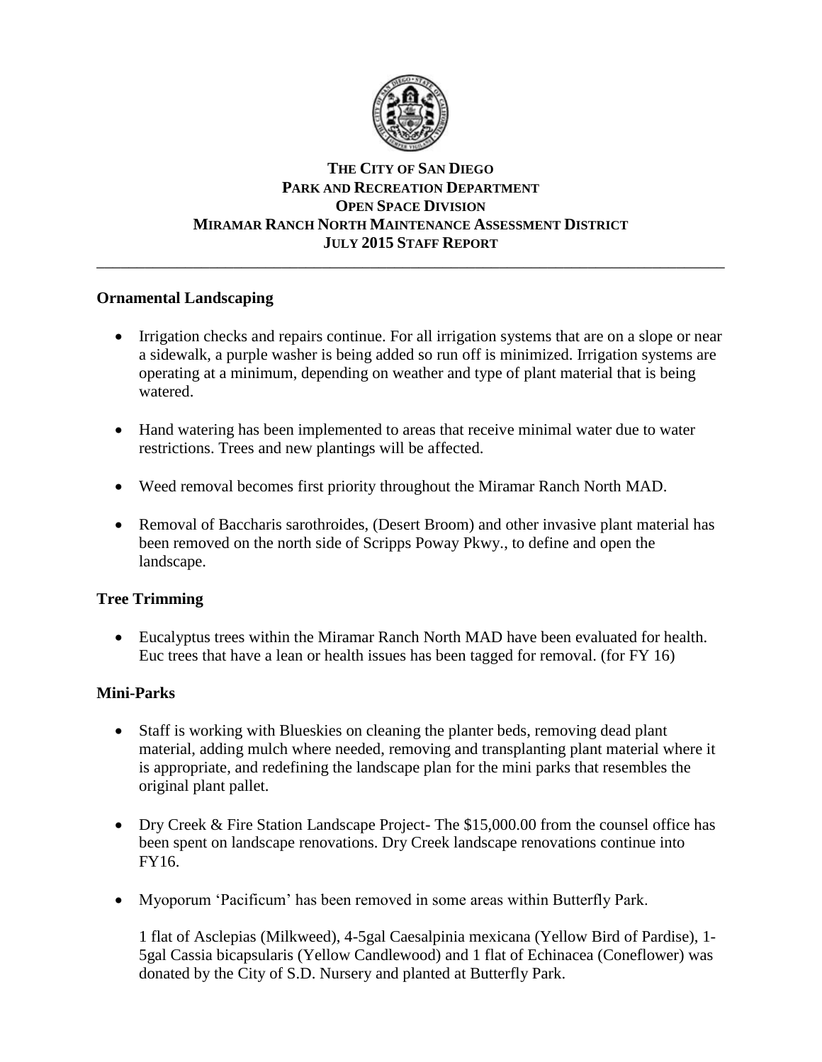# THE CITY OF SAN DIEGO
## PARK AND RECREATION DEPARTMENT
## OPEN SPACE DIVISION
## MIRAMAR RANCH NORTH MAINTENANCE ASSESSMENT DISTRICT
## JULY 2015 STAFF REPORT

---

### Ornamental Landscaping

- Irrigation checks and repairs continue. For all irrigation systems that are on a slope or near a sidewalk, a purple washer is being added so run off is minimized. Irrigation systems are operating at a minimum, depending on weather and type of plant material that is being watered.

- Hand watering has been implemented to areas that receive minimal water due to water restrictions. Trees and new plantings will be affected.

- Weed removal becomes first priority throughout the Miramar Ranch North MAD.

- Removal of Baccharis sarothroides, (Desert Broom) and other invasive plant material has been removed on the north side of Scripps Poway Pkwy., to define and open the landscape.

### Tree Trimming

- Eucalyptus trees within the Miramar Ranch North MAD have been evaluated for health. Euc trees that have a lean or health issues has been tagged for removal. (for FY 16)

### Mini-Parks

- Staff is working with Blueskies on cleaning the planter beds, removing dead plant material, adding mulch where needed, removing and transplanting plant material where it is appropriate, and redefining the landscape plan for the mini parks that resembles the original plant pallet.

- Dry Creek & Fire Station Landscape Project- The $15,000.00 from the counsel office has been spent on landscape renovations. Dry Creek landscape renovations continue into FY16.

- Myoporum 'Pacificum' has been removed in some areas within Butterfly Park.

  1 flat of Asclepias (Milkweed), 4-5gal Caesalpinia mexicana (Yellow Bird of Pardise), 1-5gal Cassia bicapsularis (Yellow Candlewood) and 1 flat of Echinacea (Coneflower) was donated by the City of S.D. Nursery and planted at Butterfly Park.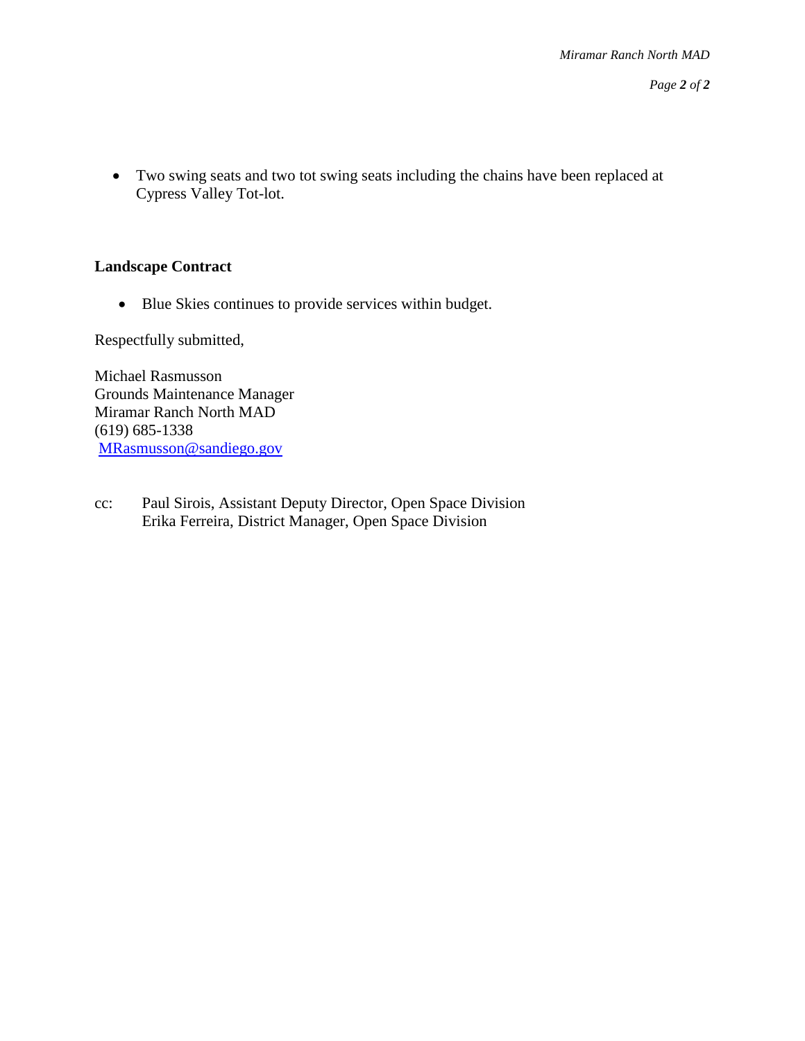- Two swing seats and two tot swing seats including the chains have been replaced at Cypress Valley Tot-lot.

**Landscape Contract**

- Blue Skies continues to provide services within budget.

Respectfully submitted,

Michael Rasmusson
Grounds Maintenance Manager
Miramar Ranch North MAD
(619) 685-1338
MRasmusson@sandiego.gov

cc: Paul Sirois, Assistant Deputy Director, Open Space Division
Erika Ferreira, District Manager, Open Space Division